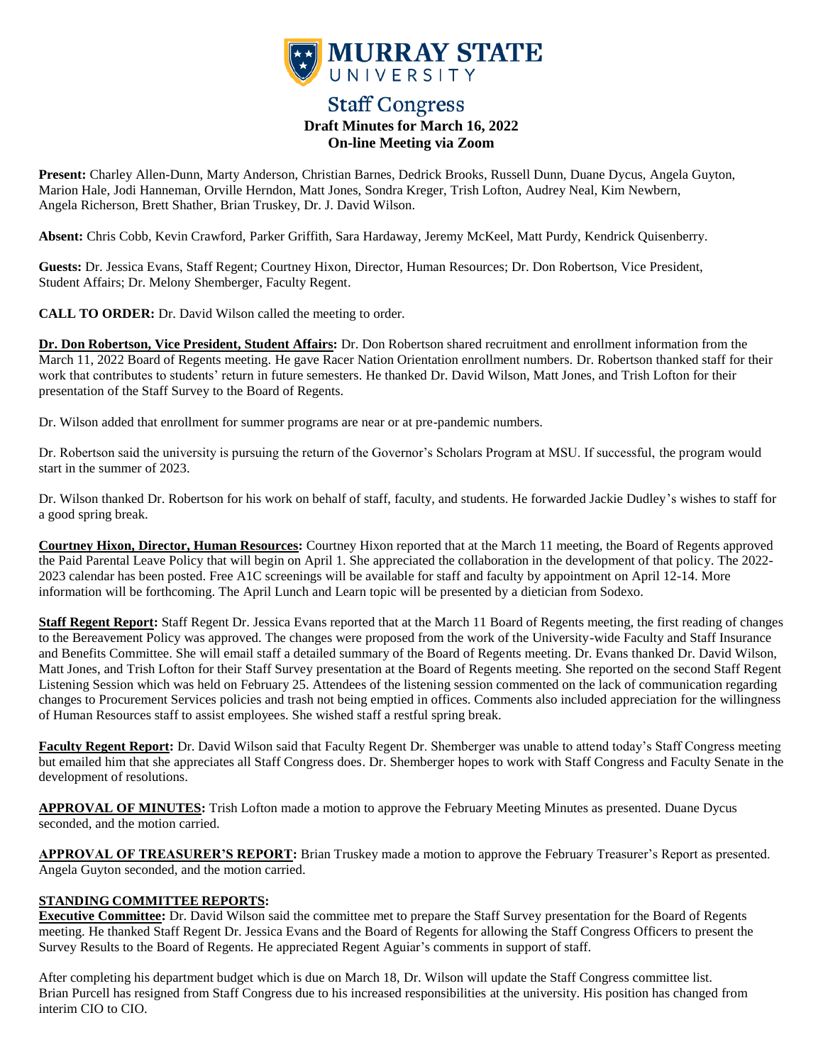# MURRAY STATE UNIVERSITY

## Staff Congress

**Draft Minutes for March 16, 2022**
**On-line Meeting via Zoom**

**Present:** Charley Allen-Dunn, Marty Anderson, Christian Barnes, Dedrick Brooks, Russell Dunn, Duane Dycus, Angela Guyton, Marion Hale, Jodi Hanneman, Orville Herndon, Matt Jones, Sondra Kreger, Trish Lofton, Audrey Neal, Kim Newbern, Angela Richerson, Brett Shather, Brian Truskey, Dr. J. David Wilson.

**Absent:** Chris Cobb, Kevin Crawford, Parker Griffith, Sara Hardaway, Jeremy McKeel, Matt Purdy, Kendrick Quisenberry.

**Guests:** Dr. Jessica Evans, Staff Regent; Courtney Hixon, Director, Human Resources; Dr. Don Robertson, Vice President, Student Affairs; Dr. Melony Shemberger, Faculty Regent.

**CALL TO ORDER:** Dr. David Wilson called the meeting to order.

**Dr. Don Robertson, Vice President, Student Affairs:** Dr. Don Robertson shared recruitment and enrollment information from the March 11, 2022 Board of Regents meeting. He gave Racer Nation Orientation enrollment numbers. Dr. Robertson thanked staff for their work that contributes to students' return in future semesters. He thanked Dr. David Wilson, Matt Jones, and Trish Lofton for their presentation of the Staff Survey to the Board of Regents.

Dr. Wilson added that enrollment for summer programs are near or at pre-pandemic numbers.

Dr. Robertson said the university is pursuing the return of the Governor's Scholars Program at MSU. If successful, the program would start in the summer of 2023.

Dr. Wilson thanked Dr. Robertson for his work on behalf of staff, faculty, and students. He forwarded Jackie Dudley's wishes to staff for a good spring break.

**Courtney Hixon, Director, Human Resources:** Courtney Hixon reported that at the March 11 meeting, the Board of Regents approved the Paid Parental Leave Policy that will begin on April 1. She appreciated the collaboration in the development of that policy. The 2022-2023 calendar has been posted. Free A1C screenings will be available for staff and faculty by appointment on April 12-14. More information will be forthcoming. The April Lunch and Learn topic will be presented by a dietician from Sodexo.

**Staff Regent Report:** Staff Regent Dr. Jessica Evans reported that at the March 11 Board of Regents meeting, the first reading of changes to the Bereavement Policy was approved. The changes were proposed from the work of the University-wide Faculty and Staff Insurance and Benefits Committee. She will email staff a detailed summary of the Board of Regents meeting. Dr. Evans thanked Dr. David Wilson, Matt Jones, and Trish Lofton for their Staff Survey presentation at the Board of Regents meeting. She reported on the second Staff Regent Listening Session which was held on February 25. Attendees of the listening session commented on the lack of communication regarding changes to Procurement Services policies and trash not being emptied in offices. Comments also included appreciation for the willingness of Human Resources staff to assist employees. She wished staff a restful spring break.

**Faculty Regent Report:** Dr. David Wilson said that Faculty Regent Dr. Shemberger was unable to attend today's Staff Congress meeting but emailed him that she appreciates all Staff Congress does. Dr. Shemberger hopes to work with Staff Congress and Faculty Senate in the development of resolutions.

**APPROVAL OF MINUTES:** Trish Lofton made a motion to approve the February Meeting Minutes as presented. Duane Dycus seconded, and the motion carried.

**APPROVAL OF TREASURER'S REPORT:** Brian Truskey made a motion to approve the February Treasurer's Report as presented. Angela Guyton seconded, and the motion carried.

**STANDING COMMITTEE REPORTS:**

**Executive Committee:** Dr. David Wilson said the committee met to prepare the Staff Survey presentation for the Board of Regents meeting. He thanked Staff Regent Dr. Jessica Evans and the Board of Regents for allowing the Staff Congress Officers to present the Survey Results to the Board of Regents. He appreciated Regent Aguiar's comments in support of staff.

After completing his department budget which is due on March 18, Dr. Wilson will update the Staff Congress committee list. Brian Purcell has resigned from Staff Congress due to his increased responsibilities at the university. His position has changed from interim CIO to CIO.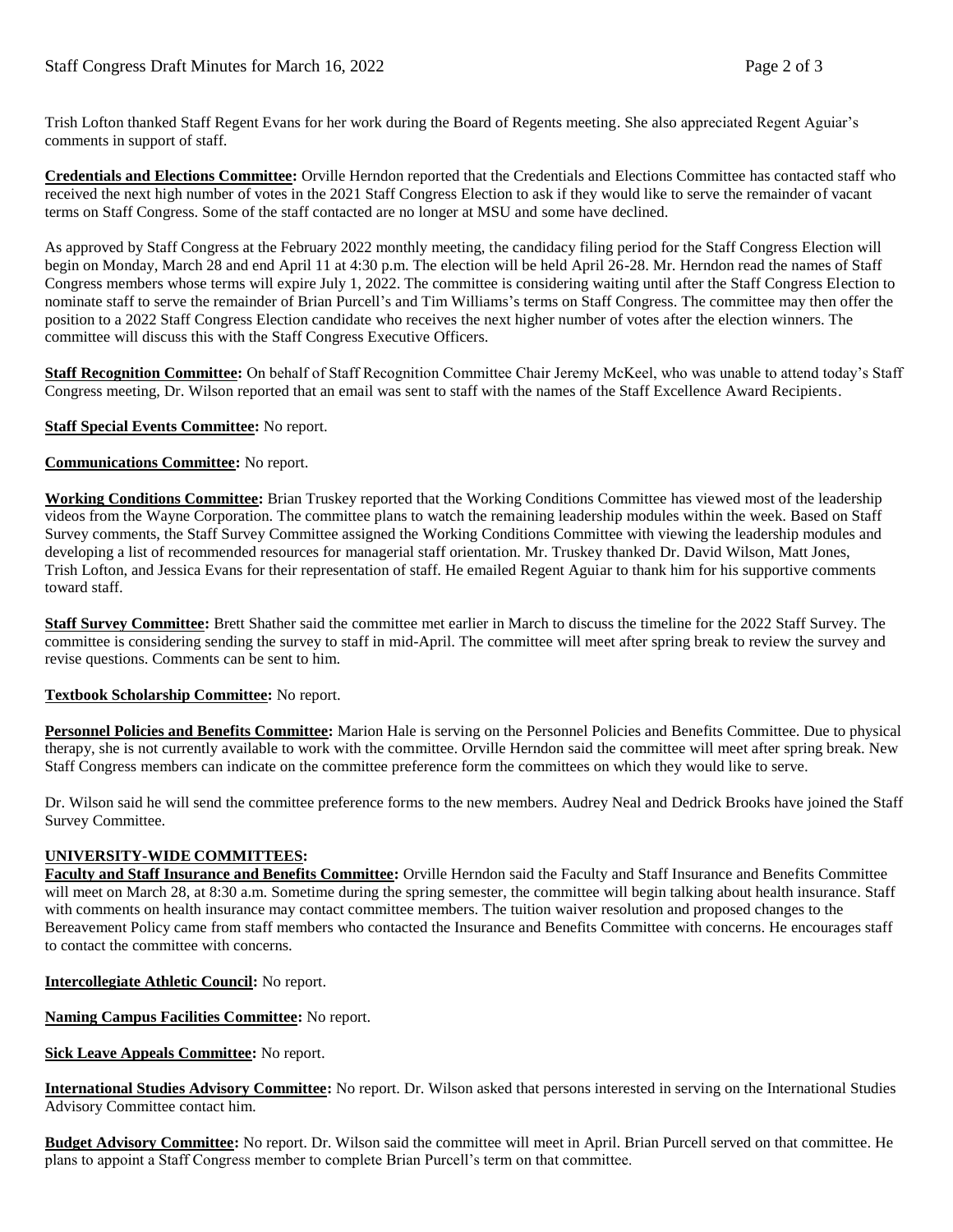Trish Lofton thanked Staff Regent Evans for her work during the Board of Regents meeting. She also appreciated Regent Aguiar's comments in support of staff.

**Credentials and Elections Committee:** Orville Herndon reported that the Credentials and Elections Committee has contacted staff who received the next high number of votes in the 2021 Staff Congress Election to ask if they would like to serve the remainder of vacant terms on Staff Congress. Some of the staff contacted are no longer at MSU and some have declined.

As approved by Staff Congress at the February 2022 monthly meeting, the candidacy filing period for the Staff Congress Election will begin on Monday, March 28 and end April 11 at 4:30 p.m. The election will be held April 26-28. Mr. Herndon read the names of Staff Congress members whose terms will expire July 1, 2022. The committee is considering waiting until after the Staff Congress Election to nominate staff to serve the remainder of Brian Purcell's and Tim Williams's terms on Staff Congress. The committee may then offer the position to a 2022 Staff Congress Election candidate who receives the next higher number of votes after the election winners. The committee will discuss this with the Staff Congress Executive Officers.

**Staff Recognition Committee:** On behalf of Staff Recognition Committee Chair Jeremy McKeel, who was unable to attend today's Staff Congress meeting, Dr. Wilson reported that an email was sent to staff with the names of the Staff Excellence Award Recipients.

**Staff Special Events Committee:** No report.

**Communications Committee:** No report.

**Working Conditions Committee:** Brian Truskey reported that the Working Conditions Committee has viewed most of the leadership videos from the Wayne Corporation. The committee plans to watch the remaining leadership modules within the week. Based on Staff Survey comments, the Staff Survey Committee assigned the Working Conditions Committee with viewing the leadership modules and developing a list of recommended resources for managerial staff orientation. Mr. Truskey thanked Dr. David Wilson, Matt Jones, Trish Lofton, and Jessica Evans for their representation of staff. He emailed Regent Aguiar to thank him for his supportive comments toward staff.

**Staff Survey Committee:** Brett Shather said the committee met earlier in March to discuss the timeline for the 2022 Staff Survey. The committee is considering sending the survey to staff in mid-April. The committee will meet after spring break to review the survey and revise questions. Comments can be sent to him.

**Textbook Scholarship Committee:** No report.

**Personnel Policies and Benefits Committee:** Marion Hale is serving on the Personnel Policies and Benefits Committee. Due to physical therapy, she is not currently available to work with the committee. Orville Herndon said the committee will meet after spring break. New Staff Congress members can indicate on the committee preference form the committees on which they would like to serve.

Dr. Wilson said he will send the committee preference forms to the new members. Audrey Neal and Dedrick Brooks have joined the Staff Survey Committee.

**UNIVERSITY-WIDE COMMITTEES:**

**Faculty and Staff Insurance and Benefits Committee:** Orville Herndon said the Faculty and Staff Insurance and Benefits Committee will meet on March 28, at 8:30 a.m. Sometime during the spring semester, the committee will begin talking about health insurance. Staff with comments on health insurance may contact committee members. The tuition waiver resolution and proposed changes to the Bereavement Policy came from staff members who contacted the Insurance and Benefits Committee with concerns. He encourages staff to contact the committee with concerns.

**Intercollegiate Athletic Council:** No report.

**Naming Campus Facilities Committee:** No report.

**Sick Leave Appeals Committee:** No report.

**International Studies Advisory Committee:** No report. Dr. Wilson asked that persons interested in serving on the International Studies Advisory Committee contact him.

**Budget Advisory Committee:** No report. Dr. Wilson said the committee will meet in April. Brian Purcell served on that committee. He plans to appoint a Staff Congress member to complete Brian Purcell's term on that committee.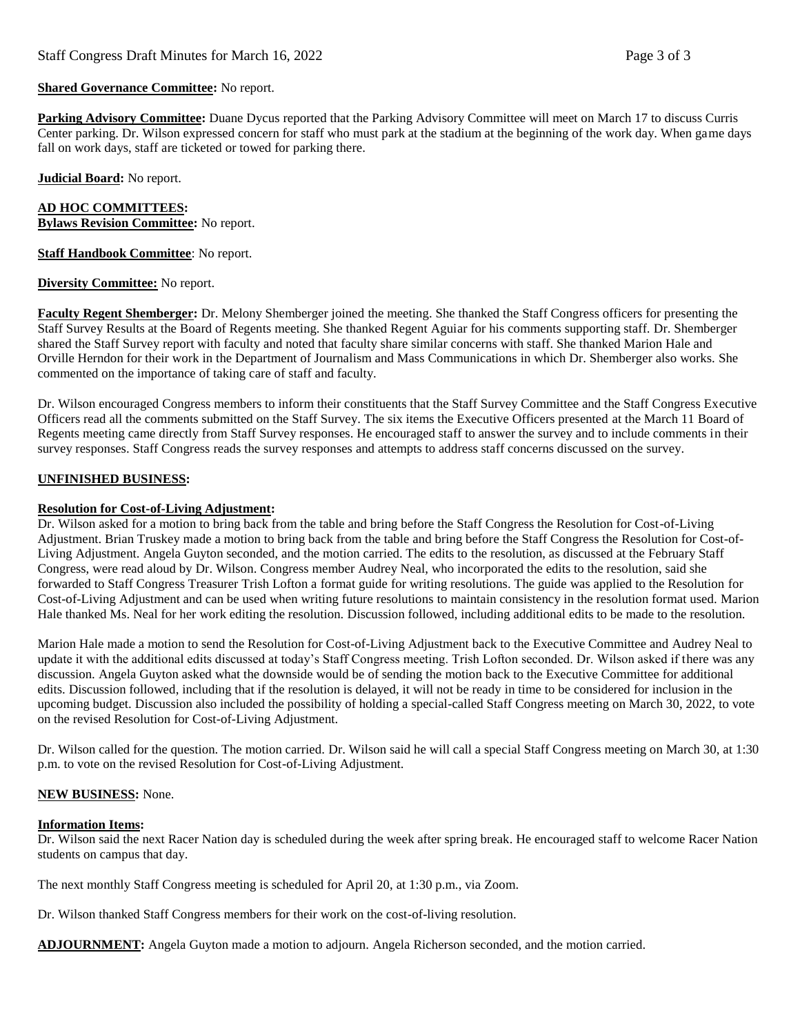**Shared Governance Committee:** No report.

**Parking Advisory Committee:** Duane Dycus reported that the Parking Advisory Committee will meet on March 17 to discuss Curris Center parking. Dr. Wilson expressed concern for staff who must park at the stadium at the beginning of the work day. When game days fall on work days, staff are ticketed or towed for parking there.

**Judicial Board:** No report.

**AD HOC COMMITTEES:**
**Bylaws Revision Committee:** No report.

**Staff Handbook Committee**: No report.

**Diversity Committee:** No report.

**Faculty Regent Shemberger:** Dr. Melony Shemberger joined the meeting. She thanked the Staff Congress officers for presenting the Staff Survey Results at the Board of Regents meeting. She thanked Regent Aguiar for his comments supporting staff. Dr. Shemberger shared the Staff Survey report with faculty and noted that faculty share similar concerns with staff. She thanked Marion Hale and Orville Herndon for their work in the Department of Journalism and Mass Communications in which Dr. Shemberger also works. She commented on the importance of taking care of staff and faculty.

Dr. Wilson encouraged Congress members to inform their constituents that the Staff Survey Committee and the Staff Congress Executive Officers read all the comments submitted on the Staff Survey. The six items the Executive Officers presented at the March 11 Board of Regents meeting came directly from Staff Survey responses. He encouraged staff to answer the survey and to include comments in their survey responses. Staff Congress reads the survey responses and attempts to address staff concerns discussed on the survey.

**UNFINISHED BUSINESS:**

**Resolution for Cost-of-Living Adjustment:**
Dr. Wilson asked for a motion to bring back from the table and bring before the Staff Congress the Resolution for Cost-of-Living Adjustment. Brian Truskey made a motion to bring back from the table and bring before the Staff Congress the Resolution for Cost-of-Living Adjustment. Angela Guyton seconded, and the motion carried. The edits to the resolution, as discussed at the February Staff Congress, were read aloud by Dr. Wilson. Congress member Audrey Neal, who incorporated the edits to the resolution, said she forwarded to Staff Congress Treasurer Trish Lofton a format guide for writing resolutions. The guide was applied to the Resolution for Cost-of-Living Adjustment and can be used when writing future resolutions to maintain consistency in the resolution format used. Marion Hale thanked Ms. Neal for her work editing the resolution. Discussion followed, including additional edits to be made to the resolution.

Marion Hale made a motion to send the Resolution for Cost-of-Living Adjustment back to the Executive Committee and Audrey Neal to update it with the additional edits discussed at today's Staff Congress meeting. Trish Lofton seconded. Dr. Wilson asked if there was any discussion. Angela Guyton asked what the downside would be of sending the motion back to the Executive Committee for additional edits. Discussion followed, including that if the resolution is delayed, it will not be ready in time to be considered for inclusion in the upcoming budget. Discussion also included the possibility of holding a special-called Staff Congress meeting on March 30, 2022, to vote on the revised Resolution for Cost-of-Living Adjustment.

Dr. Wilson called for the question. The motion carried. Dr. Wilson said he will call a special Staff Congress meeting on March 30, at 1:30 p.m. to vote on the revised Resolution for Cost-of-Living Adjustment.

**NEW BUSINESS:** None.

**Information Items:**
Dr. Wilson said the next Racer Nation day is scheduled during the week after spring break. He encouraged staff to welcome Racer Nation students on campus that day.

The next monthly Staff Congress meeting is scheduled for April 20, at 1:30 p.m., via Zoom.

Dr. Wilson thanked Staff Congress members for their work on the cost-of-living resolution.

**ADJOURNMENT:** Angela Guyton made a motion to adjourn. Angela Richerson seconded, and the motion carried.